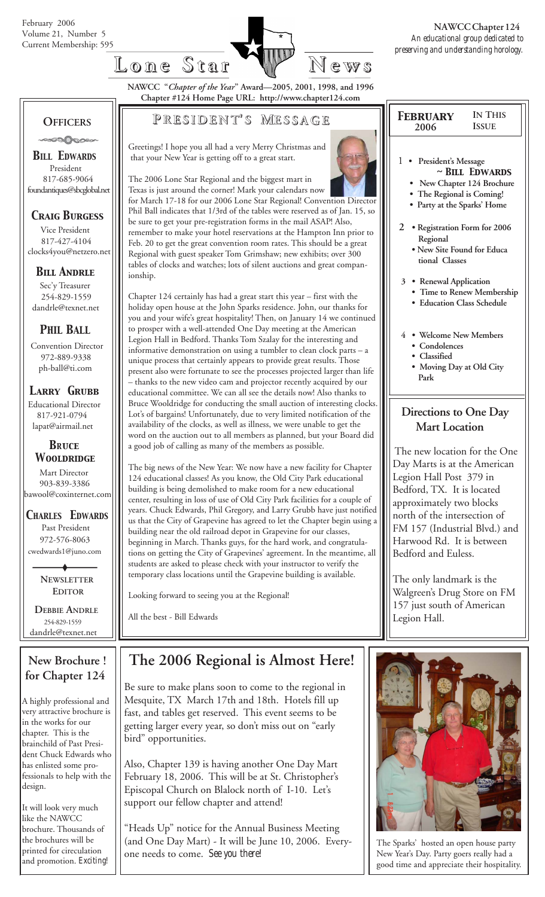February 2006
Volume 21, Number 5
Current Membership: 595

# Lone Star News

**NAWCC Chapter 124**
*An educational group dedicated to preserving and understanding horology.*

**NAWCC "*Chapter of the Year*" Award—2005, 2001, 1998, and 1996**
**Chapter #124 Home Page URL: http://www.chapter124.com**

## Officers

**Bill Edwards**
President
817-685-9064
foundantiques@sbcglobal.net

**Craig Burgess**
Vice President
817-427-4104
clocks4you@netzero.net

**Bill Andrle**
Sec'y Treasurer
254-829-1559
dandrle@texnet.net

**Phil Ball**
Convention Director
972-889-9338
ph-ball@ti.com

**Larry Grubb**
Educational Director
817-921-0794
lapat@airmail.net

**Bruce Wooldridge**
Mart Director
903-839-3386
bawool@coxinternet.com

**Charles Edwards**
Past President
972-576-8063
cwedwards1@juno.com

**Newsletter Editor**

**Debbie Andrle**
254-829-1559
dandrle@texnet.net

## President's Message

Greetings! I hope you all had a very Merry Christmas and that your New Year is getting off to a great start.

The 2006 Lone Star Regional and the biggest mart in Texas is just around the corner! Mark your calendars now for March 17-18 for our 2006 Lone Star Regional! Convention Director Phil Ball indicates that 1/3rd of the tables were reserved as of Jan. 15, so be sure to get your pre-registration forms in the mail ASAP! Also, remember to make your hotel reservations at the Hampton Inn prior to Feb. 20 to get the great convention room rates. This should be a great Regional with guest speaker Tom Grimshaw; new exhibits; over 300 tables of clocks and watches; lots of silent auctions and great companionship.

Chapter 124 certainly has had a great start this year – first with the holiday open house at the John Sparks residence. John, our thanks for you and your wife's great hospitality! Then, on January 14 we continued to prosper with a well-attended One Day meeting at the American Legion Hall in Bedford. Thanks Tom Szalay for the interesting and informative demonstration on using a tumbler to clean clock parts – a unique process that certainly appears to provide great results. Those present also were fortunate to see the processes projected larger than life – thanks to the new video cam and projector recently acquired by our educational committee. We can all see the details now! Also thanks to Bruce Wooldridge for conducting the small auction of interesting clocks. Lot's of bargains! Unfortunately, due to very limited notification of the availability of the clocks, as well as illness, we were unable to get the word on the auction out to all members as planned, but your Board did a good job of calling as many of the members as possible.

The big news of the New Year: We now have a new facility for Chapter 124 educational classes! As you know, the Old City Park educational building is being demolished to make room for a new educational center, resulting in loss of use of Old City Park facilities for a couple of years. Chuck Edwards, Phil Gregory, and Larry Grubb have just notified us that the City of Grapevine has agreed to let the Chapter begin using a building near the old railroad depot in Grapevine for our classes, beginning in March. Thanks guys, for the hard work, and congratulations on getting the City of Grapevines' agreement. In the meantime, all students are asked to please check with your instructor to verify the temporary class locations until the Grapevine building is available.

Looking forward to seeing you at the Regional!

All the best - Bill Edwards

## February 2006 — In This Issue

1
- President's Message ~ **Bill Edwards**
- New Chapter 124 Brochure
- The Regional is Coming!
- Party at the Sparks' Home

2
- Registration Form for 2006 Regional
- New Site Found for Educational Classes

3
- Renewal Application
- Time to Renew Membership
- Education Class Schedule

4
- Welcome New Members
- Condolences
- Classified
- Moving Day at Old City Park

## Directions to One Day Mart Location

The new location for the One Day Marts is at the American Legion Hall Post 379 in Bedford, TX. It is located approximately two blocks north of the intersection of FM 157 (Industrial Blvd.) and Harwood Rd. It is between Bedford and Euless.

The only landmark is the Walgreen's Drug Store on FM 157 just south of American Legion Hall.

## New Brochure ! for Chapter 124

A highly professional and very attractive brochure is in the works for our chapter. This is the brainchild of Past President Chuck Edwards who has enlisted some professionals to help with the design.

It will look very much like the NAWCC brochure. Thousands of the brochures will be printed for circeulation and promotion. *Exciting!*

## The 2006 Regional is Almost Here!

Be sure to make plans soon to come to the regional in Mesquite, TX March 17th and 18th. Hotels fill up fast, and tables get reserved. This event seems to be getting larger every year, so don't miss out on "early bird" opportunities.

Also, Chapter 139 is having another One Day Mart February 18, 2006. This will be at St. Christopher's Episcopal Church on Blalock north of I-10. Let's support our fellow chapter and attend!

"Heads Up" notice for the Annual Business Meeting (and One Day Mart) - It will be June 10, 2006. Everyone needs to come. *See you there!*

The Sparks' hosted an open house party New Year's Day. Party goers really had a good time and appreciate their hospitality.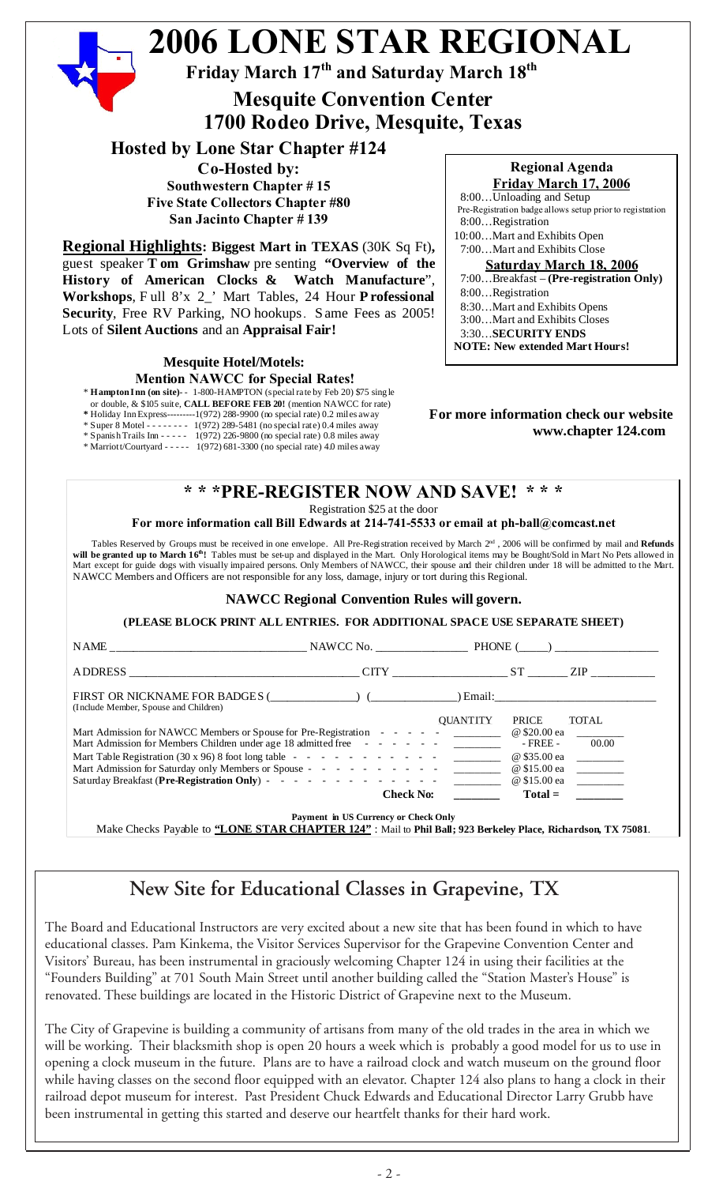# 2006 LONE STAR REGIONAL

**Friday March 17th and Saturday March 18th**

## Mesquite Convention Center
## 1700 Rodeo Drive, Mesquite, Texas

### Hosted by Lone Star Chapter #124

**Co-Hosted by:**
**Southwestern Chapter # 15**
**Five State Collectors Chapter #80**
**San Jacinto Chapter # 139**

**Regional Highlights: Biggest Mart in TEXAS** (30K Sq Ft)**,** guest speaker **Tom Grimshaw** presenting **"Overview of the History of American Clocks & Watch Manufacture"**, **Workshops**, Full 8'x 2_' Mart Tables, 24 Hour **Professional Security**, Free RV Parking, NO hookups. Same Fees as 2005! Lots of **Silent Auctions** and an **Appraisal Fair!**

**Mesquite Hotel/Motels:**
**Mention NAWCC for Special Rates!**

- **Hampton Inn (on site)**- - 1-800-HAMPTON (special rate by Feb 20) $75 single or double, & $105 suite, **CALL BEFORE FEB 20!** (mention NAWCC for rate)
- Holiday Inn Express---------1(972) 288-9900 (no special rate) 0.2 miles away
- Super 8 Motel - - - - - - - - 1(972) 289-5481 (no special rate) 0.4 miles away
- Spanish Trails Inn - - - - - 1(972) 226-9800 (no special rate) 0.8 miles away
- Marriott/Courtyard - - - - - 1(972) 681-3300 (no special rate) 4.0 miles away

**Regional Agenda**

**Friday March 17, 2006**

8:00…Unloading and Setup
Pre-Registration badge allows setup prior to registration
8:00…Registration
10:00…Mart and Exhibits Open
7:00…Mart and Exhibits Close

**Saturday March 18, 2006**

7:00…Breakfast – **(Pre-registration Only)**
8:00…Registration
8:30…Mart and Exhibits Opens
3:00…Mart and Exhibits Closes
3:30…**SECURITY ENDS**
**NOTE: New extended Mart Hours!**

**For more information check our website www.chapter 124.com**

## * * *PRE-REGISTER NOW AND SAVE! * * *

Registration $25 at the door

**For more information call Bill Edwards at 214-741-5533 or email at ph-ball@comcast.net**

Tables Reserved by Groups must be received in one envelope. All Pre-Registration received by March 2nd, 2006 will be confirmed by mail and **Refunds will be granted up to March 16th!** Tables must be set-up and displayed in the Mart. Only Horological items may be Bought/Sold in Mart No Pets allowed in Mart except for guide dogs with visually impaired persons. Only Members of NAWCC, their spouse and their children under 18 will be admitted to the Mart. NAWCC Members and Officers are not responsible for any loss, damage, injury or tort during this Regional.

**NAWCC Regional Convention Rules will govern.**

**(PLEASE BLOCK PRINT ALL ENTRIES. FOR ADDITIONAL SPACE USE SEPARATE SHEET)**

NAME ________________________________ NAWCC No. _______________ PHONE (____) _________________

ADDRESS ______________________________________ CITY ___________________ ST _______ ZIP __________

FIRST OR NICKNAME FOR BADGES (______________) (______________) Email:___________________________
(Include Member, Spouse and Children)

| | QUANTITY | PRICE | TOTAL |
|---|---|---|---|
| Mart Admission for NAWCC Members or Spouse for Pre-Registration | ________ | @ $20.00 ea | ________ |
| Mart Admission for Members Children under age 18 admitted free | ________ | - FREE - | 00.00 |
| Mart Table Registration (30 x 96) 8 foot long table | ________ | @ $35.00 ea | ________ |
| Mart Admission for Saturday only Members or Spouse | ________ | @ $15.00 ea | ________ |
| Saturday Breakfast (**Pre-Registration Only**) | ________ | @ $15.00 ea | ________ |
| **Check No:** | ________ | **Total =** | ________ |

**Payment in US Currency or Check Only**

Make Checks Payable to **"LONE STAR CHAPTER 124"** : Mail to **Phil Ball; 923 Berkeley Place, Richardson, TX 75081**.

## New Site for Educational Classes in Grapevine, TX

The Board and Educational Instructors are very excited about a new site that has been found in which to have educational classes. Pam Kinkema, the Visitor Services Supervisor for the Grapevine Convention Center and Visitors' Bureau, has been instrumental in graciously welcoming Chapter 124 in using their facilities at the "Founders Building" at 701 South Main Street until another building called the "Station Master's House" is renovated. These buildings are located in the Historic District of Grapevine next to the Museum.

The City of Grapevine is building a community of artisans from many of the old trades in the area in which we will be working. Their blacksmith shop is open 20 hours a week which is probably a good model for us to use in opening a clock museum in the future. Plans are to have a railroad clock and watch museum on the ground floor while having classes on the second floor equipped with an elevator. Chapter 124 also plans to hang a clock in their railroad depot museum for interest. Past President Chuck Edwards and Educational Director Larry Grubb have been instrumental in getting this started and deserve our heartfelt thanks for their hard work.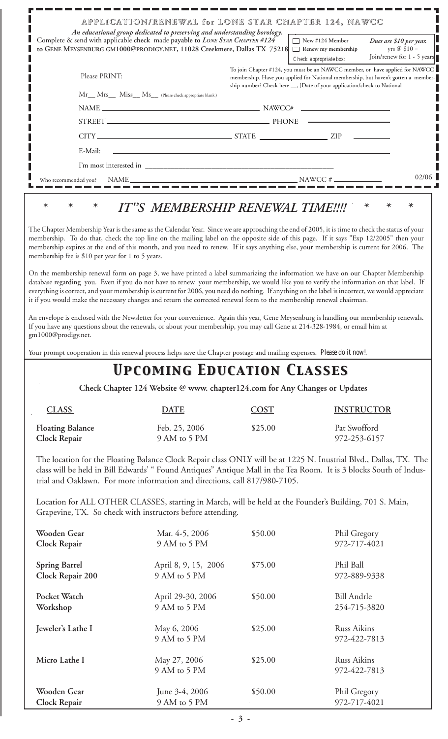# APPLICATION/RENEWAL for LONE STAR CHAPTER 124, NAWCC

*An educational group dedicated to preserving and understanding horology.*

Complete & send with applicable **check** made **payable to** *LONE STAR CHAPTER #124* **to GENE MEYSENBURG GM1000@PRODIGY.NET, 11028 Creekmere, Dallas TX 75218**

☐ New #124 Member
☐ Renew my membership
Check appropriate box:

*Dues are $10 per year.* yrs @ $10 = Join/renew for 1 - 5 years

Please PRINT:

To join Chapter #124, you must be an NAWCC member, or have applied for NAWCC membership. Have you applied for National membership, but haven't gotten a membership number? Check here __, [Date of your application/check to National

Mr__ Mrs__ Miss__ Ms__ (Please check appropriate blank.)

NAME ______________________ NAWCC# ______________

STREET ______________________ PHONE ______________

CITY ______________ STATE ______________ ZIP ________

E-Mail: ______________________________

I'm most interested in ______________________________

Who recommended you? NAME ______________________ NAWCC # ____________ 02/06

---

## * * * *IT"S MEMBERSHIP RENEWAL TIME!!!!* * * *

The Chapter Membership Year is the same as the Calendar Year. Since we are approaching the end of 2005, it is time to check the status of your membership. To do that, check the top line on the mailing label on the opposite side of this page. If it says "Exp 12/2005" then your membership expires at the end of this month, and you need to renew. If it says anything else, your membership is current for 2006. The membership fee is $10 per year for 1 to 5 years.

On the membership renewal form on page 3, we have printed a label summarizing the information we have on our Chapter Membership database regarding you. Even if you do not have to renew your membership, we would like you to verify the information on that label. If everything is correct, and your membership is current for 2006, you need do nothing. If anything on the label is incorrect, we would appreciate it if you would make the necessary changes and return the corrected renewal form to the membership renewal chairman.

An envelope is enclosed with the Newsletter for your convenience. Again this year, Gene Meysenburg is handling our membership renewals. If you have any questions about the renewals, or about your membership, you may call Gene at 214-328-1984, or email him at gm1000@prodigy.net.

Your prompt cooperation in this renewal process helps save the Chapter postage and mailing expenses. *Please do it now!*.

# *UPCOMING EDUCATION CLASSES*

**Check Chapter 124 Website @ www. chapter124.com for Any Changes or Updates**

| CLASS | DATE | COST | INSTRUCTOR |
|---|---|---|---|
| **Floating Balance Clock Repair** | Feb. 25, 2006 9 AM to 5 PM | $25.00 | Pat Swofford 972-253-6157 |

The location for the Floating Balance Clock Repair class ONLY will be at 1225 N. Instrial Blvd., Dallas, TX. The class will be held in Bill Edwards' " Found Antiques" Antique Mall in the Tea Room. It is 3 blocks South of Industrial and Oaklawn. For more information and directions, call 817/980-7105.

Location for ALL OTHER CLASSES, starting in March, will be held at the Founder's Building, 701 S. Main, Grapevine, TX. So check with instructors before attending.

| CLASS | DATE | COST | INSTRUCTOR |
|---|---|---|---|
| **Wooden Gear Clock Repair** | Mar. 4-5, 2006 9 AM to 5 PM | $50.00 | Phil Gregory 972-717-4021 |
| **Spring Barrel Clock Repair 200** | April 8, 9, 15, 2006 9 AM to 5 PM | $75.00 | Phil Ball 972-889-9338 |
| **Pocket Watch Workshop** | April 29-30, 2006 9 AM to 5 PM | $50.00 | Bill Andrle 254-715-3820 |
| **Jeweler's Lathe I** | May 6, 2006 9 AM to 5 PM | $25.00 | Russ Aikins 972-422-7813 |
| **Micro Lathe I** | May 27, 2006 9 AM to 5 PM | $25.00 | Russ Aikins 972-422-7813 |
| **Wooden Gear Clock Repair** | June 3-4, 2006 9 AM to 5 PM | $50.00 | Phil Gregory 972-717-4021 |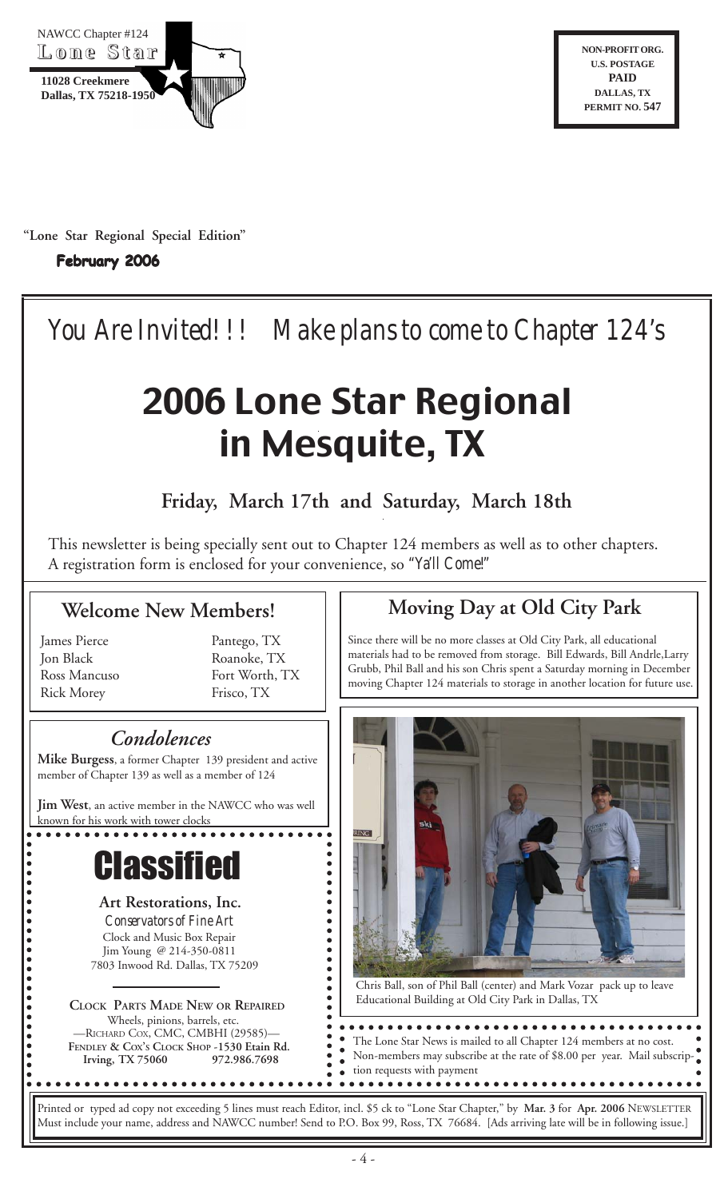NAWCC Chapter #124
Lone Star
**11028 Creekmere**
**Dallas, TX 75218-1950**

**NON-PROFIT ORG.**
**U.S. POSTAGE**
**PAID**
**DALLAS, TX**
**PERMIT NO. 547**

**"Lone Star Regional Special Edition"**

**February 2006**

*You Are Invited!!! Make plans to come to Chapter 124's*

# 2006 Lone Star Regional in Mesquite, TX

## Friday, March 17th and Saturday, March 18th

This newsletter is being specially sent out to Chapter 124 members as well as to other chapters. A registration form is enclosed for your convenience, so *"Ya'll Come!"*

## Welcome New Members!

| | |
|---|---|
| James Pierce | Pantego, TX |
| Jon Black | Roanoke, TX |
| Ross Mancuso | Fort Worth, TX |
| Rick Morey | Frisco, TX |

## *Condolences*

**Mike Burgess**, a former Chapter 139 president and active member of Chapter 139 as well as a member of 124

**Jim West**, an active member in the NAWCC who was well known for his work with tower clocks

## Classified

**Art Restorations, Inc.**
*Conservators of Fine Art*
Clock and Music Box Repair
Jim Young @ 214-350-0811
7803 Inwood Rd. Dallas, TX 75209

**Clock Parts Made New or Repaired**
Wheels, pinions, barrels, etc.
—Richard Cox, CMC, CMBHI (29585)—
**Fendley & Cox's Clock Shop -1530 Etain Rd.**
**Irving, TX 75060 972.986.7698**

## Moving Day at Old City Park

Since there will be no more classes at Old City Park, all educational materials had to be removed from storage. Bill Edwards, Bill Andrle,Larry Grubb, Phil Ball and his son Chris spent a Saturday morning in December moving Chapter 124 materials to storage in another location for future use.

Chris Ball, son of Phil Ball (center) and Mark Vozar pack up to leave Educational Building at Old City Park in Dallas, TX

The Lone Star News is mailed to all Chapter 124 members at no cost. Non-members may subscribe at the rate of $8.00 per year. Mail subscription requests with payment

Printed or typed ad copy not exceeding 5 lines must reach Editor, incl. $5 ck to "Lone Star Chapter," by **Mar. 3** for **Apr. 2006** NEWSLETTER Must include your name, address and NAWCC number! Send to P.O. Box 99, Ross, TX 76684. [Ads arriving late will be in following issue.]